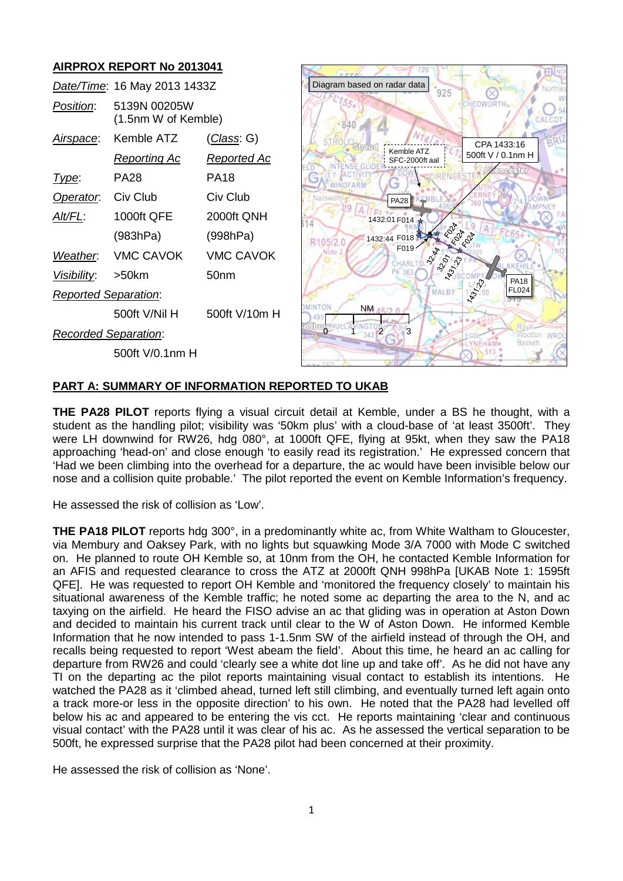**AIRPROX REPORT No 2013041**

| | | |
|---|---|---|
| *Date/Time*: | 16 May 2013 1433Z | |
| *Position*: | 5139N 00205W (1.5nm W of Kemble) | |
| *Airspace*: | Kemble ATZ | (*Class*: G) |
| | *Reporting Ac* | *Reported Ac* |
| *Type*: | PA28 | PA18 |
| *Operator*: | Civ Club | Civ Club |
| *Alt/FL*: | 1000ft QFE (983hPa) | 2000ft QNH (998hPa) |
| *Weather*: | VMC CAVOK | VMC CAVOK |
| *Visibility*: | >50km | 50nm |
| *Reported Separation*: | | |
| | 500ft V/Nil H | 500ft V/10m H |
| *Recorded Separation*: | | |
| | 500ft V/0.1nm H | |

## PART A: SUMMARY OF INFORMATION REPORTED TO UKAB

**THE PA28 PILOT** reports flying a visual circuit detail at Kemble, under a BS he thought, with a student as the handling pilot; visibility was '50km plus' with a cloud-base of 'at least 3500ft'. They were LH downwind for RW26, hdg 080°, at 1000ft QFE, flying at 95kt, when they saw the PA18 approaching 'head-on' and close enough 'to easily read its registration.' He expressed concern that 'Had we been climbing into the overhead for a departure, the ac would have been invisible below our nose and a collision quite probable.' The pilot reported the event on Kemble Information's frequency.

He assessed the risk of collision as 'Low'.

**THE PA18 PILOT** reports hdg 300°, in a predominantly white ac, from White Waltham to Gloucester, via Membury and Oaksey Park, with no lights but squawking Mode 3/A 7000 with Mode C switched on. He planned to route OH Kemble so, at 10nm from the OH, he contacted Kemble Information for an AFIS and requested clearance to cross the ATZ at 2000ft QNH 998hPa [UKAB Note 1: 1595ft QFE]. He was requested to report OH Kemble and 'monitored the frequency closely' to maintain his situational awareness of the Kemble traffic; he noted some ac departing the area to the N, and ac taxying on the airfield. He heard the FISO advise an ac that gliding was in operation at Aston Down and decided to maintain his current track until clear to the W of Aston Down. He informed Kemble Information that he now intended to pass 1-1.5nm SW of the airfield instead of through the OH, and recalls being requested to report 'West abeam the field'. About this time, he heard an ac calling for departure from RW26 and could 'clearly see a white dot line up and take off'. As he did not have any TI on the departing ac the pilot reports maintaining visual contact to establish its intentions. He watched the PA28 as it 'climbed ahead, turned left still climbing, and eventually turned left again onto a track more-or less in the opposite direction' to his own. He noted that the PA28 had levelled off below his ac and appeared to be entering the vis cct. He reports maintaining 'clear and continuous visual contact' with the PA28 until it was clear of his ac. As he assessed the vertical separation to be 500ft, he expressed surprise that the PA28 pilot had been concerned at their proximity.

He assessed the risk of collision as 'None'.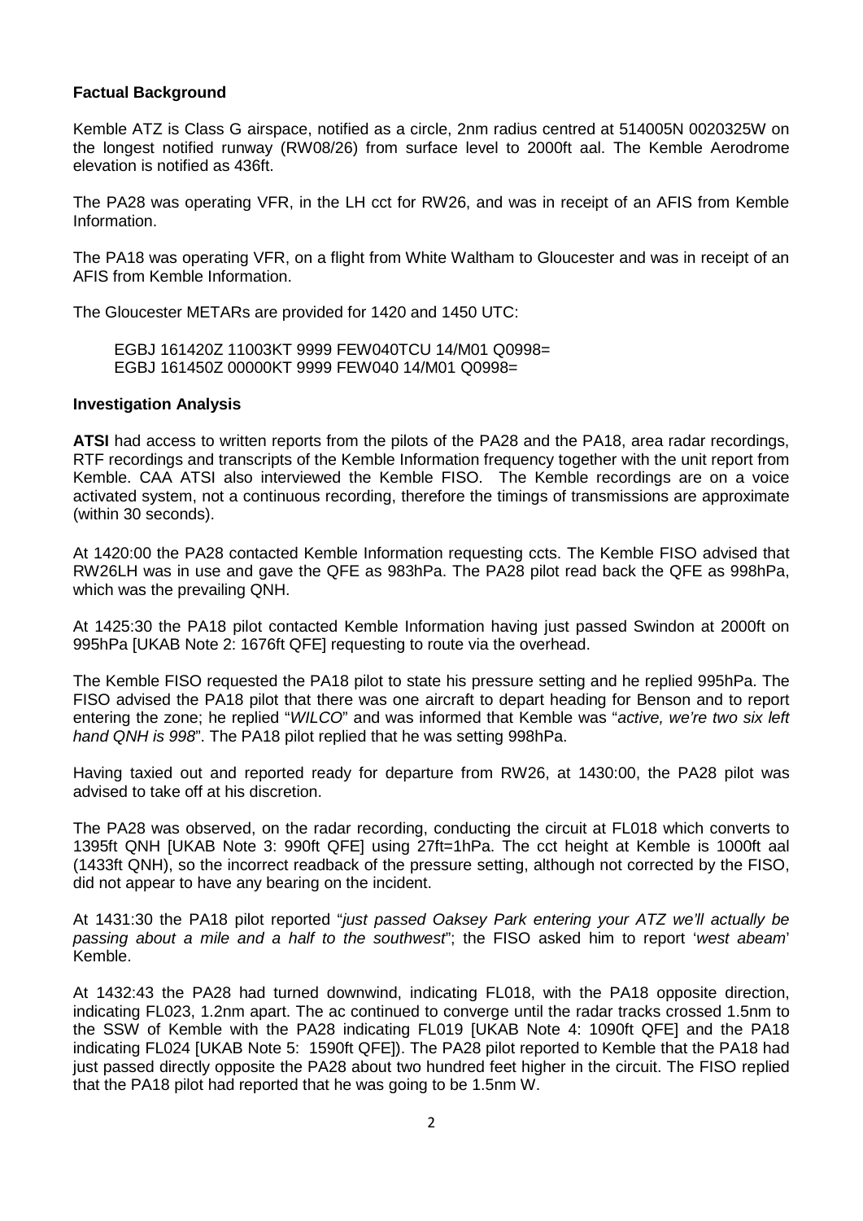**Factual Background**

Kemble ATZ is Class G airspace, notified as a circle, 2nm radius centred at 514005N 0020325W on the longest notified runway (RW08/26) from surface level to 2000ft aal. The Kemble Aerodrome elevation is notified as 436ft.

The PA28 was operating VFR, in the LH cct for RW26, and was in receipt of an AFIS from Kemble Information.

The PA18 was operating VFR, on a flight from White Waltham to Gloucester and was in receipt of an AFIS from Kemble Information.

The Gloucester METARs are provided for 1420 and 1450 UTC:

EGBJ 161420Z 11003KT 9999 FEW040TCU 14/M01 Q0998=
EGBJ 161450Z 00000KT 9999 FEW040 14/M01 Q0998=

**Investigation Analysis**

**ATSI** had access to written reports from the pilots of the PA28 and the PA18, area radar recordings, RTF recordings and transcripts of the Kemble Information frequency together with the unit report from Kemble. CAA ATSI also interviewed the Kemble FISO. The Kemble recordings are on a voice activated system, not a continuous recording, therefore the timings of transmissions are approximate (within 30 seconds).

At 1420:00 the PA28 contacted Kemble Information requesting ccts. The Kemble FISO advised that RW26LH was in use and gave the QFE as 983hPa. The PA28 pilot read back the QFE as 998hPa, which was the prevailing QNH.

At 1425:30 the PA18 pilot contacted Kemble Information having just passed Swindon at 2000ft on 995hPa [UKAB Note 2: 1676ft QFE] requesting to route via the overhead.

The Kemble FISO requested the PA18 pilot to state his pressure setting and he replied 995hPa. The FISO advised the PA18 pilot that there was one aircraft to depart heading for Benson and to report entering the zone; he replied "*WILCO*" and was informed that Kemble was "*active, we're two six left hand QNH is 998*". The PA18 pilot replied that he was setting 998hPa.

Having taxied out and reported ready for departure from RW26, at 1430:00, the PA28 pilot was advised to take off at his discretion.

The PA28 was observed, on the radar recording, conducting the circuit at FL018 which converts to 1395ft QNH [UKAB Note 3: 990ft QFE] using 27ft=1hPa. The cct height at Kemble is 1000ft aal (1433ft QNH), so the incorrect readback of the pressure setting, although not corrected by the FISO, did not appear to have any bearing on the incident.

At 1431:30 the PA18 pilot reported "*just passed Oaksey Park entering your ATZ we'll actually be passing about a mile and a half to the southwest*"; the FISO asked him to report '*west abeam*' Kemble.

At 1432:43 the PA28 had turned downwind, indicating FL018, with the PA18 opposite direction, indicating FL023, 1.2nm apart. The ac continued to converge until the radar tracks crossed 1.5nm to the SSW of Kemble with the PA28 indicating FL019 [UKAB Note 4: 1090ft QFE] and the PA18 indicating FL024 [UKAB Note 5: 1590ft QFE]). The PA28 pilot reported to Kemble that the PA18 had just passed directly opposite the PA28 about two hundred feet higher in the circuit. The FISO replied that the PA18 pilot had reported that he was going to be 1.5nm W.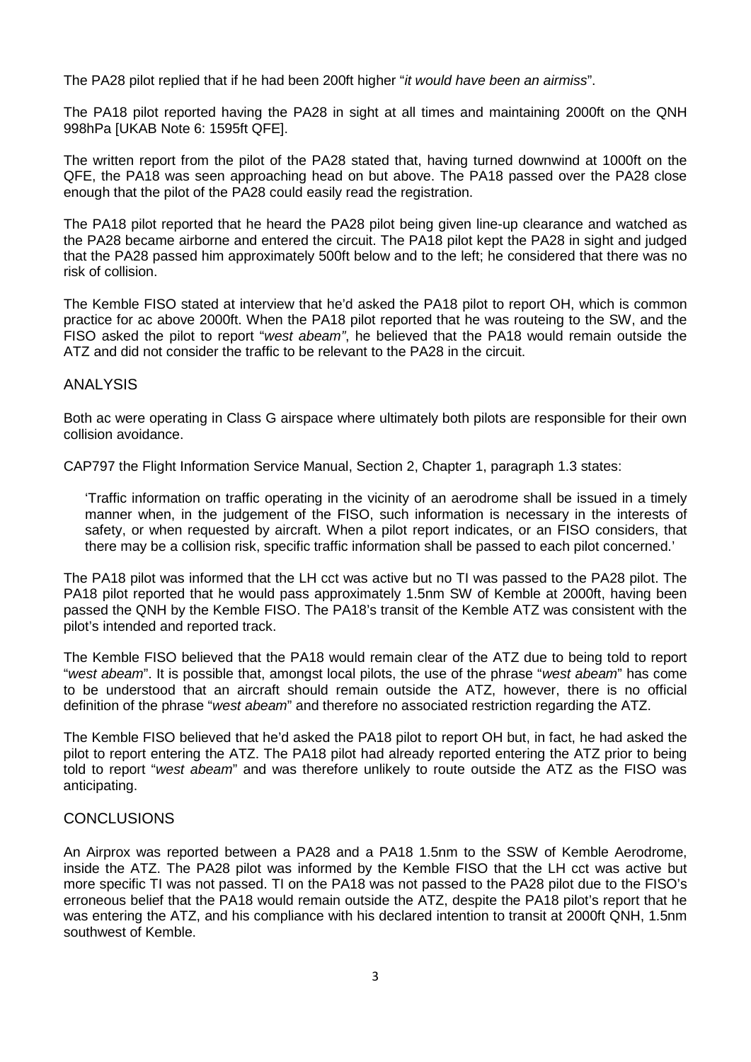The PA28 pilot replied that if he had been 200ft higher "*it would have been an airmiss*".

The PA18 pilot reported having the PA28 in sight at all times and maintaining 2000ft on the QNH 998hPa [UKAB Note 6: 1595ft QFE].

The written report from the pilot of the PA28 stated that, having turned downwind at 1000ft on the QFE, the PA18 was seen approaching head on but above. The PA18 passed over the PA28 close enough that the pilot of the PA28 could easily read the registration.

The PA18 pilot reported that he heard the PA28 pilot being given line-up clearance and watched as the PA28 became airborne and entered the circuit. The PA18 pilot kept the PA28 in sight and judged that the PA28 passed him approximately 500ft below and to the left; he considered that there was no risk of collision.

The Kemble FISO stated at interview that he'd asked the PA18 pilot to report OH, which is common practice for ac above 2000ft. When the PA18 pilot reported that he was routeing to the SW, and the FISO asked the pilot to report "*west abeam*", he believed that the PA18 would remain outside the ATZ and did not consider the traffic to be relevant to the PA28 in the circuit.

## ANALYSIS

Both ac were operating in Class G airspace where ultimately both pilots are responsible for their own collision avoidance.

CAP797 the Flight Information Service Manual, Section 2, Chapter 1, paragraph 1.3 states:

> 'Traffic information on traffic operating in the vicinity of an aerodrome shall be issued in a timely manner when, in the judgement of the FISO, such information is necessary in the interests of safety, or when requested by aircraft. When a pilot report indicates, or an FISO considers, that there may be a collision risk, specific traffic information shall be passed to each pilot concerned.'

The PA18 pilot was informed that the LH cct was active but no TI was passed to the PA28 pilot. The PA18 pilot reported that he would pass approximately 1.5nm SW of Kemble at 2000ft, having been passed the QNH by the Kemble FISO. The PA18's transit of the Kemble ATZ was consistent with the pilot's intended and reported track.

The Kemble FISO believed that the PA18 would remain clear of the ATZ due to being told to report "*west abeam*". It is possible that, amongst local pilots, the use of the phrase "*west abeam*" has come to be understood that an aircraft should remain outside the ATZ, however, there is no official definition of the phrase "*west abeam*" and therefore no associated restriction regarding the ATZ.

The Kemble FISO believed that he'd asked the PA18 pilot to report OH but, in fact, he had asked the pilot to report entering the ATZ. The PA18 pilot had already reported entering the ATZ prior to being told to report "*west abeam*" and was therefore unlikely to route outside the ATZ as the FISO was anticipating.

## CONCLUSIONS

An Airprox was reported between a PA28 and a PA18 1.5nm to the SSW of Kemble Aerodrome, inside the ATZ. The PA28 pilot was informed by the Kemble FISO that the LH cct was active but more specific TI was not passed. TI on the PA18 was not passed to the PA28 pilot due to the FISO's erroneous belief that the PA18 would remain outside the ATZ, despite the PA18 pilot's report that he was entering the ATZ, and his compliance with his declared intention to transit at 2000ft QNH, 1.5nm southwest of Kemble.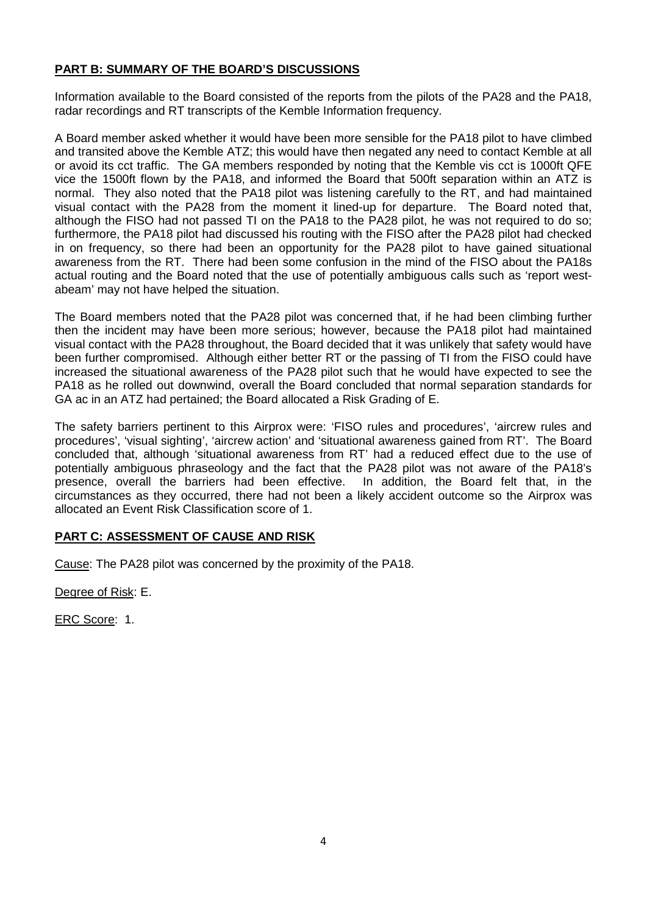## PART B: SUMMARY OF THE BOARD'S DISCUSSIONS

Information available to the Board consisted of the reports from the pilots of the PA28 and the PA18, radar recordings and RT transcripts of the Kemble Information frequency.

A Board member asked whether it would have been more sensible for the PA18 pilot to have climbed and transited above the Kemble ATZ; this would have then negated any need to contact Kemble at all or avoid its cct traffic. The GA members responded by noting that the Kemble vis cct is 1000ft QFE vice the 1500ft flown by the PA18, and informed the Board that 500ft separation within an ATZ is normal. They also noted that the PA18 pilot was listening carefully to the RT, and had maintained visual contact with the PA28 from the moment it lined-up for departure. The Board noted that, although the FISO had not passed TI on the PA18 to the PA28 pilot, he was not required to do so; furthermore, the PA18 pilot had discussed his routing with the FISO after the PA28 pilot had checked in on frequency, so there had been an opportunity for the PA28 pilot to have gained situational awareness from the RT. There had been some confusion in the mind of the FISO about the PA18s actual routing and the Board noted that the use of potentially ambiguous calls such as 'report west-abeam' may not have helped the situation.

The Board members noted that the PA28 pilot was concerned that, if he had been climbing further then the incident may have been more serious; however, because the PA18 pilot had maintained visual contact with the PA28 throughout, the Board decided that it was unlikely that safety would have been further compromised. Although either better RT or the passing of TI from the FISO could have increased the situational awareness of the PA28 pilot such that he would have expected to see the PA18 as he rolled out downwind, overall the Board concluded that normal separation standards for GA ac in an ATZ had pertained; the Board allocated a Risk Grading of E.

The safety barriers pertinent to this Airprox were: 'FISO rules and procedures', 'aircrew rules and procedures', 'visual sighting', 'aircrew action' and 'situational awareness gained from RT'. The Board concluded that, although 'situational awareness from RT' had a reduced effect due to the use of potentially ambiguous phraseology and the fact that the PA28 pilot was not aware of the PA18's presence, overall the barriers had been effective. In addition, the Board felt that, in the circumstances as they occurred, there had not been a likely accident outcome so the Airprox was allocated an Event Risk Classification score of 1.

## PART C: ASSESSMENT OF CAUSE AND RISK

Cause: The PA28 pilot was concerned by the proximity of the PA18.

Degree of Risk: E.

ERC Score: 1.